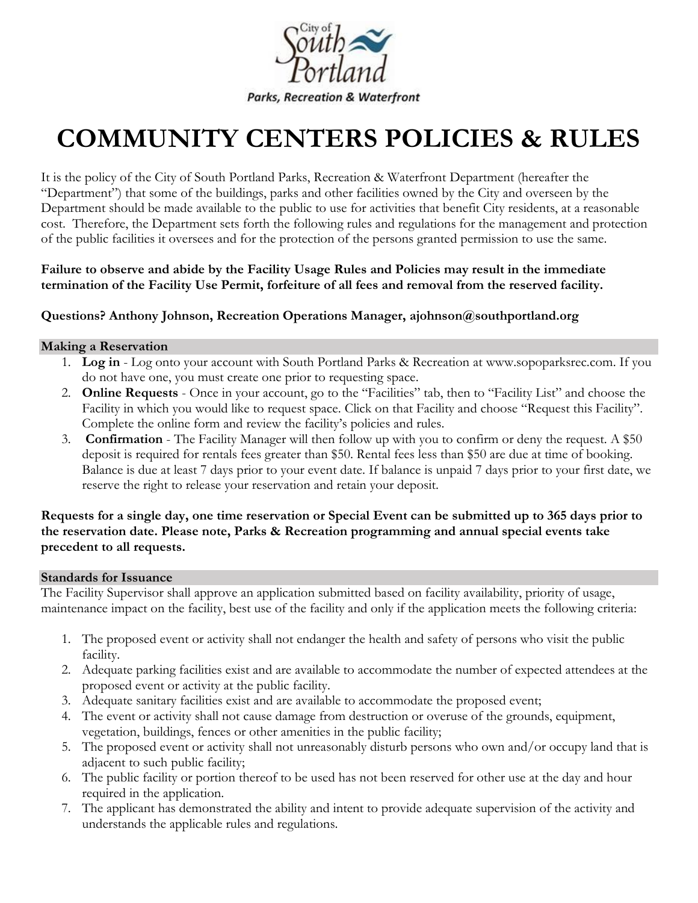City of South Portland

Parks, Recreation & Waterfront

# COMMUNITY CENTERS POLICIES & RULES

It is the policy of the City of South Portland Parks, Recreation & Waterfront Department (hereafter the "Department") that some of the buildings, parks and other facilities owned by the City and overseen by the Department should be made available to the public to use for activities that benefit City residents, at a reasonable cost. Therefore, the Department sets forth the following rules and regulations for the management and protection of the public facilities it oversees and for the protection of the persons granted permission to use the same.

**Failure to observe and abide by the Facility Usage Rules and Policies may result in the immediate termination of the Facility Use Permit, forfeiture of all fees and removal from the reserved facility.**

**Questions? Anthony Johnson, Recreation Operations Manager, ajohnson@southportland.org**

## Making a Reservation

1. **Log in** - Log onto your account with South Portland Parks & Recreation at www.sopoparksrec.com. If you do not have one, you must create one prior to requesting space.
2. **Online Requests** - Once in your account, go to the "Facilities" tab, then to "Facility List" and choose the Facility in which you would like to request space. Click on that Facility and choose "Request this Facility". Complete the online form and review the facility's policies and rules.
3. **Confirmation** - The Facility Manager will then follow up with you to confirm or deny the request. A $50 deposit is required for rentals fees greater than $50. Rental fees less than $50 are due at time of booking. Balance is due at least 7 days prior to your event date. If balance is unpaid 7 days prior to your first date, we reserve the right to release your reservation and retain your deposit.

**Requests for a single day, one time reservation or Special Event can be submitted up to 365 days prior to the reservation date. Please note, Parks & Recreation programming and annual special events take precedent to all requests.**

## Standards for Issuance

The Facility Supervisor shall approve an application submitted based on facility availability, priority of usage, maintenance impact on the facility, best use of the facility and only if the application meets the following criteria:

1. The proposed event or activity shall not endanger the health and safety of persons who visit the public facility.
2. Adequate parking facilities exist and are available to accommodate the number of expected attendees at the proposed event or activity at the public facility.
3. Adequate sanitary facilities exist and are available to accommodate the proposed event;
4. The event or activity shall not cause damage from destruction or overuse of the grounds, equipment, vegetation, buildings, fences or other amenities in the public facility;
5. The proposed event or activity shall not unreasonably disturb persons who own and/or occupy land that is adjacent to such public facility;
6. The public facility or portion thereof to be used has not been reserved for other use at the day and hour required in the application.
7. The applicant has demonstrated the ability and intent to provide adequate supervision of the activity and understands the applicable rules and regulations.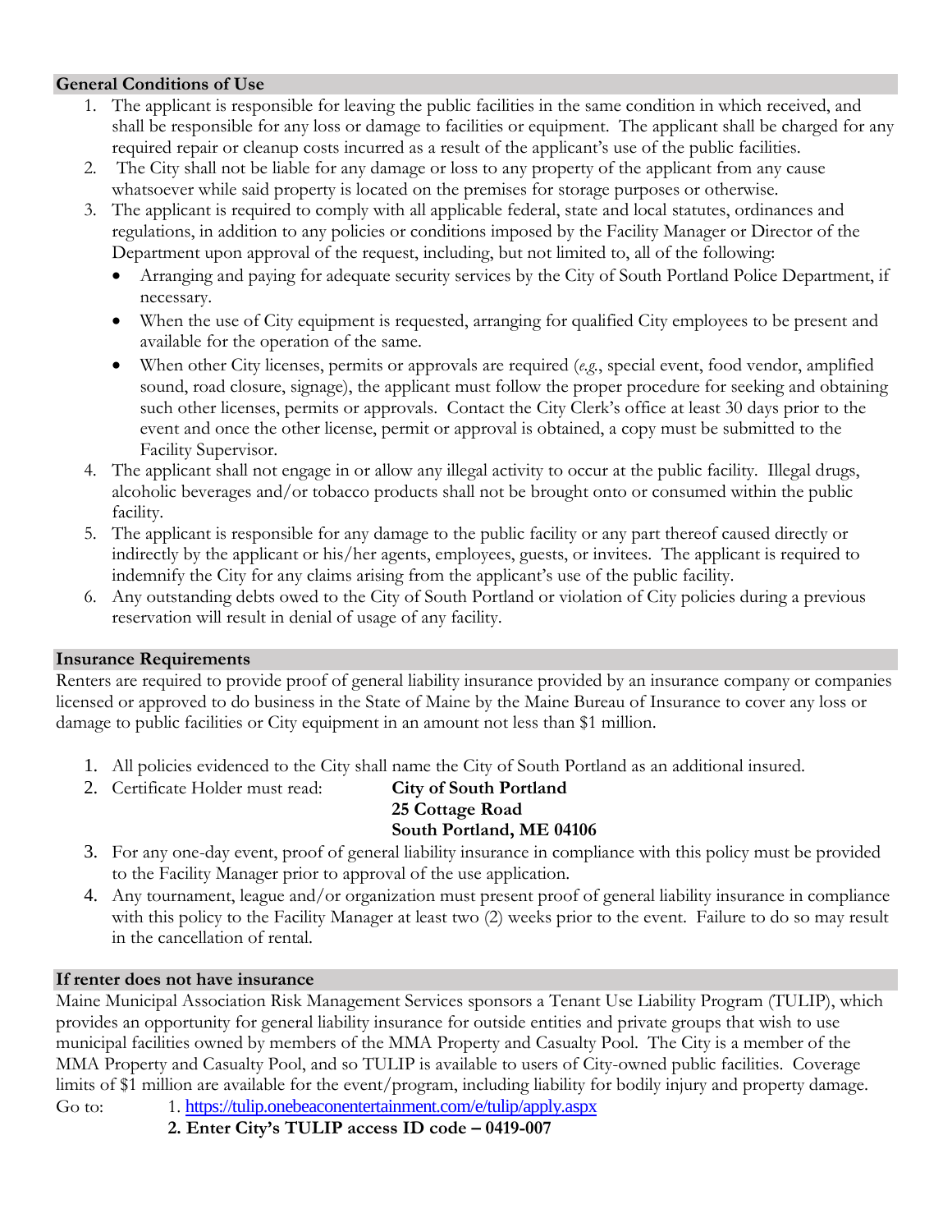## General Conditions of Use

1. The applicant is responsible for leaving the public facilities in the same condition in which received, and shall be responsible for any loss or damage to facilities or equipment. The applicant shall be charged for any required repair or cleanup costs incurred as a result of the applicant's use of the public facilities.
2. The City shall not be liable for any damage or loss to any property of the applicant from any cause whatsoever while said property is located on the premises for storage purposes or otherwise.
3. The applicant is required to comply with all applicable federal, state and local statutes, ordinances and regulations, in addition to any policies or conditions imposed by the Facility Manager or Director of the Department upon approval of the request, including, but not limited to, all of the following:
   - Arranging and paying for adequate security services by the City of South Portland Police Department, if necessary.
   - When the use of City equipment is requested, arranging for qualified City employees to be present and available for the operation of the same.
   - When other City licenses, permits or approvals are required (*e.g.*, special event, food vendor, amplified sound, road closure, signage), the applicant must follow the proper procedure for seeking and obtaining such other licenses, permits or approvals. Contact the City Clerk's office at least 30 days prior to the event and once the other license, permit or approval is obtained, a copy must be submitted to the Facility Supervisor.
4. The applicant shall not engage in or allow any illegal activity to occur at the public facility. Illegal drugs, alcoholic beverages and/or tobacco products shall not be brought onto or consumed within the public facility.
5. The applicant is responsible for any damage to the public facility or any part thereof caused directly or indirectly by the applicant or his/her agents, employees, guests, or invitees. The applicant is required to indemnify the City for any claims arising from the applicant's use of the public facility.
6. Any outstanding debts owed to the City of South Portland or violation of City policies during a previous reservation will result in denial of usage of any facility.

## Insurance Requirements

Renters are required to provide proof of general liability insurance provided by an insurance company or companies licensed or approved to do business in the State of Maine by the Maine Bureau of Insurance to cover any loss or damage to public facilities or City equipment in an amount not less than $1 million.

1. All policies evidenced to the City shall name the City of South Portland as an additional insured.
2. Certificate Holder must read: **City of South Portland**
   **25 Cottage Road**
   **South Portland, ME 04106**
3. For any one-day event, proof of general liability insurance in compliance with this policy must be provided to the Facility Manager prior to approval of the use application.
4. Any tournament, league and/or organization must present proof of general liability insurance in compliance with this policy to the Facility Manager at least two (2) weeks prior to the event. Failure to do so may result in the cancellation of rental.

## If renter does not have insurance

Maine Municipal Association Risk Management Services sponsors a Tenant Use Liability Program (TULIP), which provides an opportunity for general liability insurance for outside entities and private groups that wish to use municipal facilities owned by members of the MMA Property and Casualty Pool. The City is a member of the MMA Property and Casualty Pool, and so TULIP is available to users of City-owned public facilities. Coverage limits of $1 million are available for the event/program, including liability for bodily injury and property damage.

Go to:
1. https://tulip.onebeaconentertainment.com/e/tulip/apply.aspx
2. **Enter City's TULIP access ID code – 0419-007**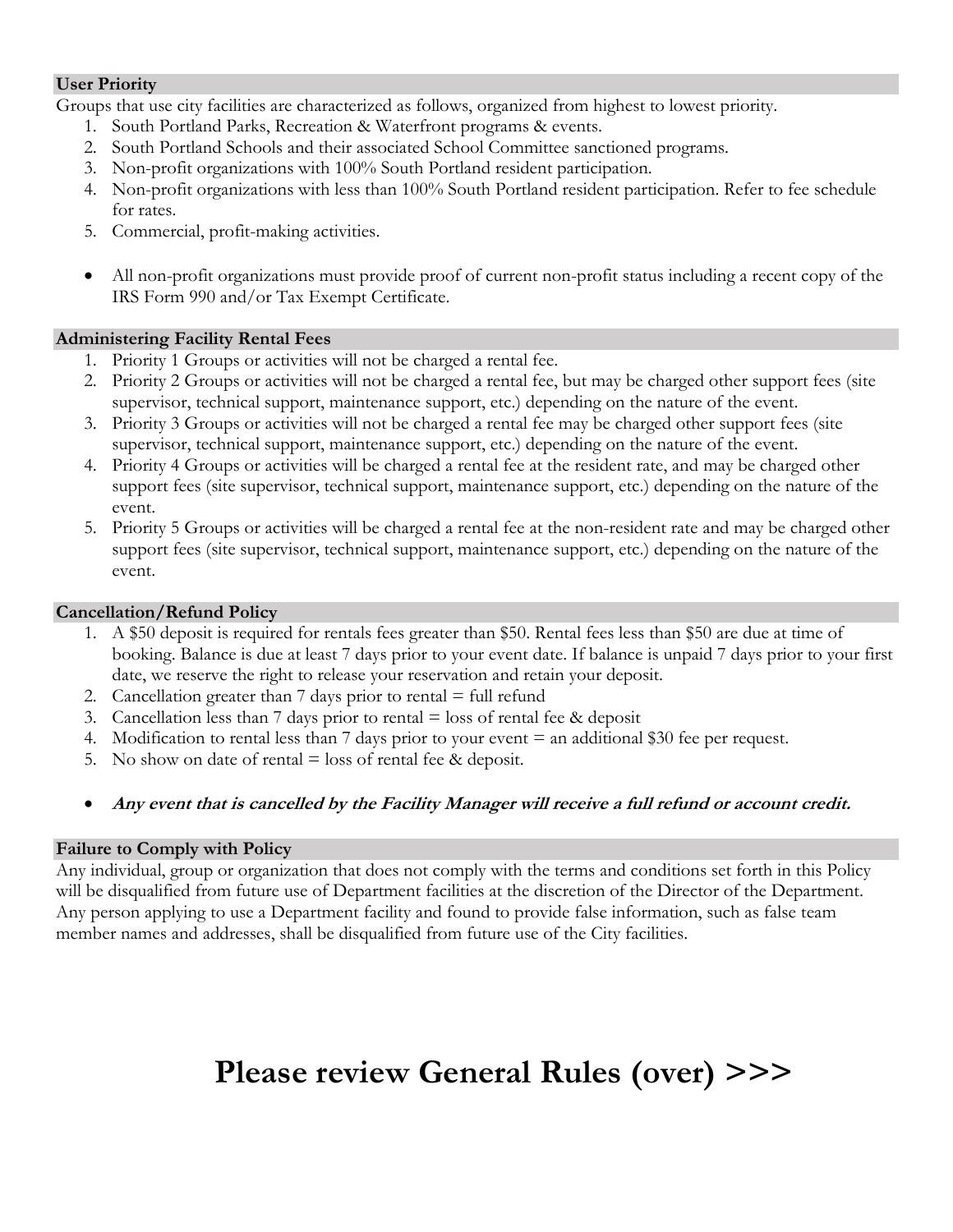## User Priority

Groups that use city facilities are characterized as follows, organized from highest to lowest priority.

1. South Portland Parks, Recreation & Waterfront programs & events.
2. South Portland Schools and their associated School Committee sanctioned programs.
3. Non-profit organizations with 100% South Portland resident participation.
4. Non-profit organizations with less than 100% South Portland resident participation. Refer to fee schedule for rates.
5. Commercial, profit-making activities.

- All non-profit organizations must provide proof of current non-profit status including a recent copy of the IRS Form 990 and/or Tax Exempt Certificate.

## Administering Facility Rental Fees

1. Priority 1 Groups or activities will not be charged a rental fee.
2. Priority 2 Groups or activities will not be charged a rental fee, but may be charged other support fees (site supervisor, technical support, maintenance support, etc.) depending on the nature of the event.
3. Priority 3 Groups or activities will not be charged a rental fee may be charged other support fees (site supervisor, technical support, maintenance support, etc.) depending on the nature of the event.
4. Priority 4 Groups or activities will be charged a rental fee at the resident rate, and may be charged other support fees (site supervisor, technical support, maintenance support, etc.) depending on the nature of the event.
5. Priority 5 Groups or activities will be charged a rental fee at the non-resident rate and may be charged other support fees (site supervisor, technical support, maintenance support, etc.) depending on the nature of the event.

## Cancellation/Refund Policy

1. A $50 deposit is required for rentals fees greater than $50. Rental fees less than $50 are due at time of booking. Balance is due at least 7 days prior to your event date. If balance is unpaid 7 days prior to your first date, we reserve the right to release your reservation and retain your deposit.
2. Cancellation greater than 7 days prior to rental = full refund
3. Cancellation less than 7 days prior to rental = loss of rental fee & deposit
4. Modification to rental less than 7 days prior to your event = an additional $30 fee per request.
5. No show on date of rental = loss of rental fee & deposit.

- ***Any event that is cancelled by the Facility Manager will receive a full refund or account credit.***

## Failure to Comply with Policy

Any individual, group or organization that does not comply with the terms and conditions set forth in this Policy will be disqualified from future use of Department facilities at the discretion of the Director of the Department. Any person applying to use a Department facility and found to provide false information, such as false team member names and addresses, shall be disqualified from future use of the City facilities.

# Please review General Rules (over) >>>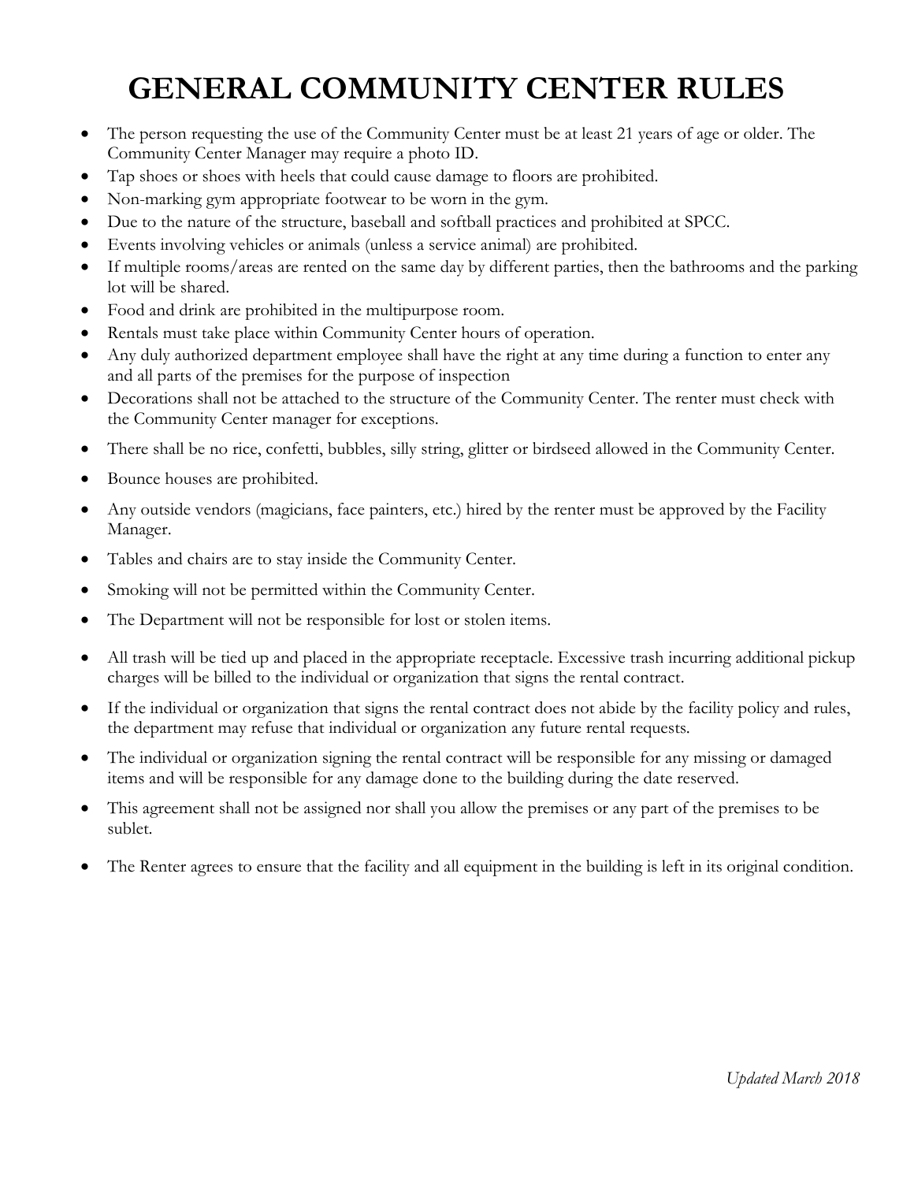# GENERAL COMMUNITY CENTER RULES

- The person requesting the use of the Community Center must be at least 21 years of age or older. The Community Center Manager may require a photo ID.
- Tap shoes or shoes with heels that could cause damage to floors are prohibited.
- Non-marking gym appropriate footwear to be worn in the gym.
- Due to the nature of the structure, baseball and softball practices and prohibited at SPCC.
- Events involving vehicles or animals (unless a service animal) are prohibited.
- If multiple rooms/areas are rented on the same day by different parties, then the bathrooms and the parking lot will be shared.
- Food and drink are prohibited in the multipurpose room.
- Rentals must take place within Community Center hours of operation.
- Any duly authorized department employee shall have the right at any time during a function to enter any and all parts of the premises for the purpose of inspection
- Decorations shall not be attached to the structure of the Community Center. The renter must check with the Community Center manager for exceptions.
- There shall be no rice, confetti, bubbles, silly string, glitter or birdseed allowed in the Community Center.
- Bounce houses are prohibited.
- Any outside vendors (magicians, face painters, etc.) hired by the renter must be approved by the Facility Manager.
- Tables and chairs are to stay inside the Community Center.
- Smoking will not be permitted within the Community Center.
- The Department will not be responsible for lost or stolen items.
- All trash will be tied up and placed in the appropriate receptacle. Excessive trash incurring additional pickup charges will be billed to the individual or organization that signs the rental contract.
- If the individual or organization that signs the rental contract does not abide by the facility policy and rules, the department may refuse that individual or organization any future rental requests.
- The individual or organization signing the rental contract will be responsible for any missing or damaged items and will be responsible for any damage done to the building during the date reserved.
- This agreement shall not be assigned nor shall you allow the premises or any part of the premises to be sublet.
- The Renter agrees to ensure that the facility and all equipment in the building is left in its original condition.

*Updated March 2018*